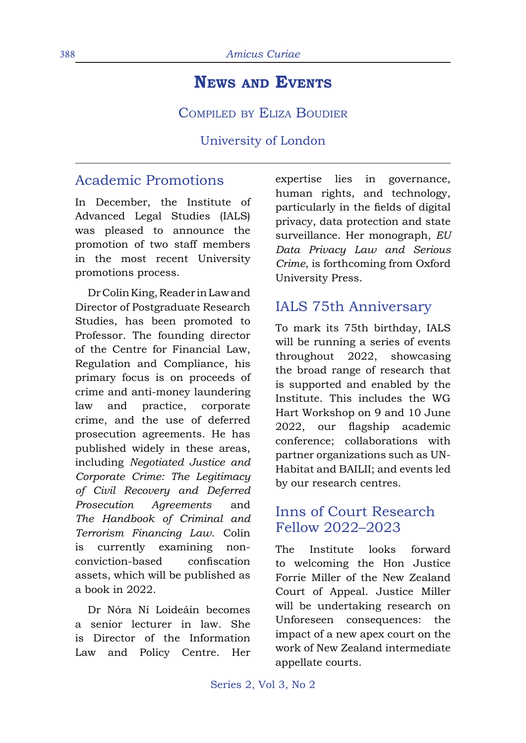# News and Events

Compiled by Eliza Boudier

University of London

## Academic Promotions

In December, the Institute of Advanced Legal Studies (IALS) was pleased to announce the promotion of two staff members in the most recent University promotions process.

Dr Colin King, Reader in Law and Director of Postgraduate Research Studies, has been promoted to Professor. The founding director of the Centre for Financial Law, Regulation and Compliance, his primary focus is on proceeds of crime and anti-money laundering law and practice, corporate crime, and the use of deferred prosecution agreements. He has published widely in these areas, including *Negotiated Justice and Corporate Crime: The Legitimacy of Civil Recovery and Deferred Prosecution Agreements* and *The Handbook of Criminal and Terrorism Financing Law*. Colin is currently examining non-conviction-based confiscation assets, which will be published as a book in 2022.

Dr Nóra Ní Loideáin becomes a senior lecturer in law. She is Director of the Information Law and Policy Centre. Her expertise lies in governance, human rights, and technology, particularly in the fields of digital privacy, data protection and state surveillance. Her monograph, *EU Data Privacy Law and Serious Crime*, is forthcoming from Oxford University Press.

## IALS 75th Anniversary

To mark its 75th birthday, IALS will be running a series of events throughout 2022, showcasing the broad range of research that is supported and enabled by the Institute. This includes the WG Hart Workshop on 9 and 10 June 2022, our flagship academic conference; collaborations with partner organizations such as UN-Habitat and BAILII; and events led by our research centres.

## Inns of Court Research Fellow 2022–2023

The Institute looks forward to welcoming the Hon Justice Forrie Miller of the New Zealand Court of Appeal. Justice Miller will be undertaking research on Unforeseen consequences: the impact of a new apex court on the work of New Zealand intermediate appellate courts.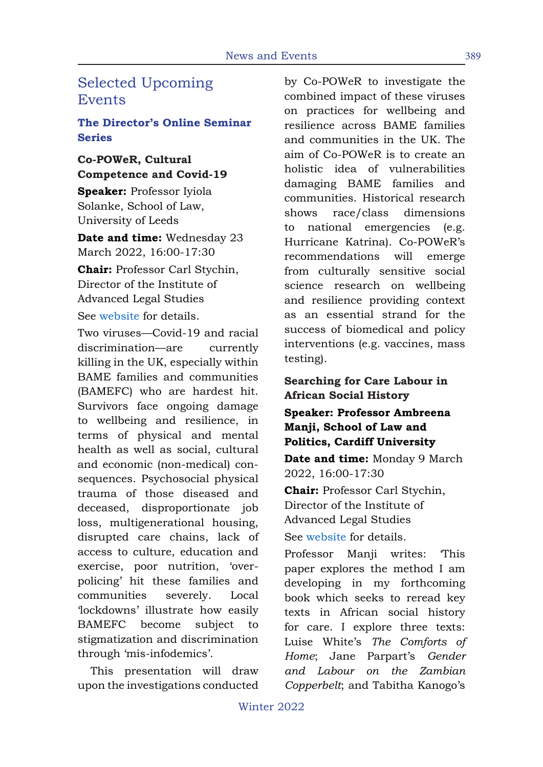# Selected Upcoming Events

## The Director's Online Seminar Series

### Co-POWeR, Cultural Competence and Covid-19

**Speaker:** Professor Iyiola Solanke, School of Law, University of Leeds

**Date and time:** Wednesday 23 March 2022, 16:00-17:30

**Chair:** Professor Carl Stychin, Director of the Institute of Advanced Legal Studies

See website for details.

Two viruses—Covid-19 and racial discrimination—are currently killing in the UK, especially within BAME families and communities (BAMEFC) who are hardest hit. Survivors face ongoing damage to wellbeing and resilience, in terms of physical and mental health as well as social, cultural and economic (non-medical) consequences. Psychosocial physical trauma of those diseased and deceased, disproportionate job loss, multigenerational housing, disrupted care chains, lack of access to culture, education and exercise, poor nutrition, 'over-policing' hit these families and communities severely. Local 'lockdowns' illustrate how easily BAMEFC become subject to stigmatization and discrimination through 'mis-infodemics'.

This presentation will draw upon the investigations conducted by Co-POWeR to investigate the combined impact of these viruses on practices for wellbeing and resilience across BAME families and communities in the UK. The aim of Co-POWeR is to create an holistic idea of vulnerabilities damaging BAME families and communities. Historical research shows race/class dimensions to national emergencies (e.g. Hurricane Katrina). Co-POWeR's recommendations will emerge from culturally sensitive social science research on wellbeing and resilience providing context as an essential strand for the success of biomedical and policy interventions (e.g. vaccines, mass testing).

### Searching for Care Labour in African Social History

**Speaker: Professor Ambreena Manji, School of Law and Politics, Cardiff University**

**Date and time:** Monday 9 March 2022, 16:00-17:30

**Chair:** Professor Carl Stychin, Director of the Institute of Advanced Legal Studies

See website for details.

Professor Manji writes: 'This paper explores the method I am developing in my forthcoming book which seeks to reread key texts in African social history for care. I explore three texts: Luise White's *The Comforts of Home*; Jane Parpart's *Gender and Labour on the Zambian Copperbelt*; and Tabitha Kanogo's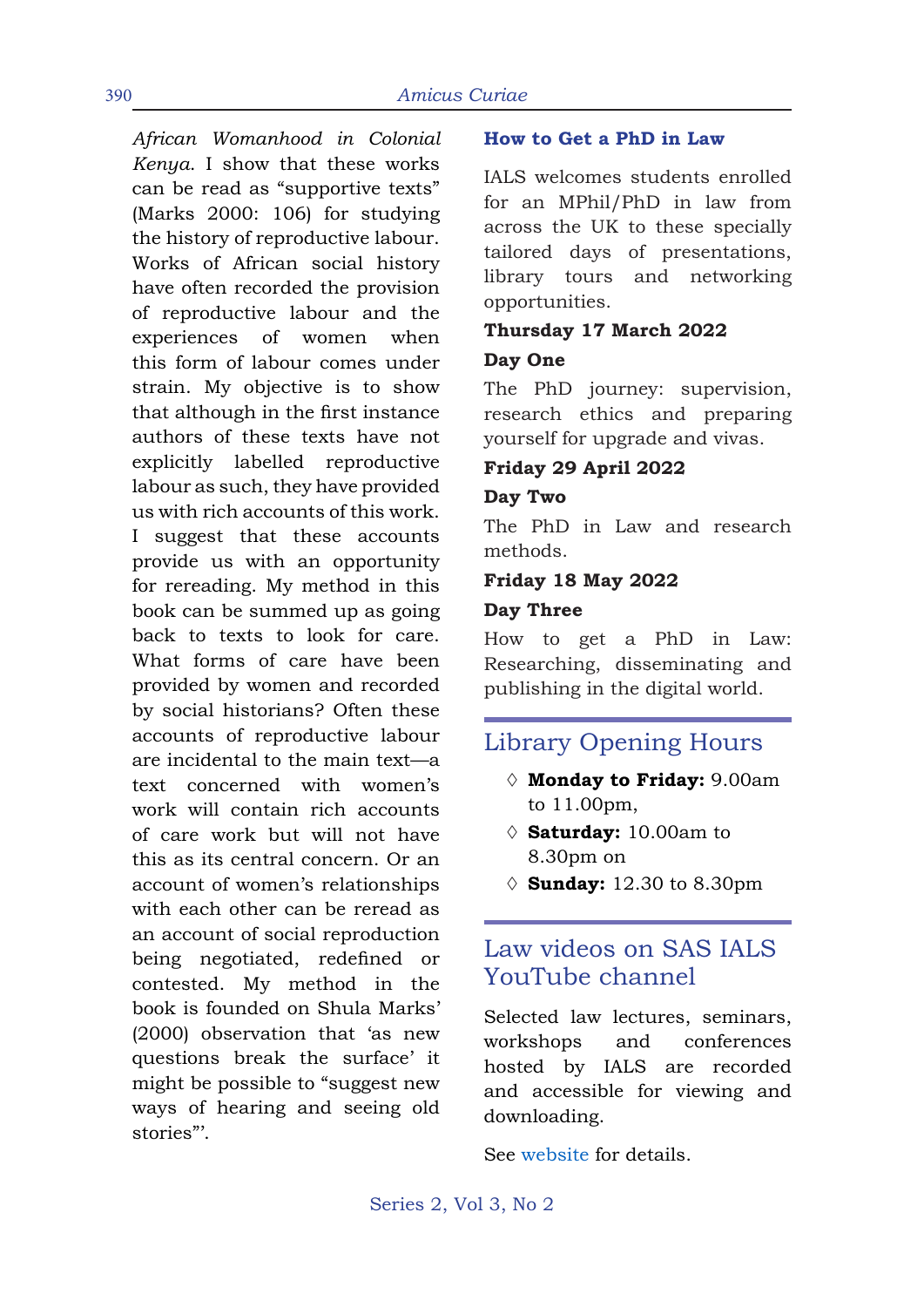*African Womanhood in Colonial Kenya*. I show that these works can be read as "supportive texts" (Marks 2000: 106) for studying the history of reproductive labour. Works of African social history have often recorded the provision of reproductive labour and the experiences of women when this form of labour comes under strain. My objective is to show that although in the first instance authors of these texts have not explicitly labelled reproductive labour as such, they have provided us with rich accounts of this work. I suggest that these accounts provide us with an opportunity for rereading. My method in this book can be summed up as going back to texts to look for care. What forms of care have been provided by women and recorded by social historians? Often these accounts of reproductive labour are incidental to the main text—a text concerned with women's work will contain rich accounts of care work but will not have this as its central concern. Or an account of women's relationships with each other can be reread as an account of social reproduction being negotiated, redefined or contested. My method in the book is founded on Shula Marks' (2000) observation that 'as new questions break the surface' it might be possible to "suggest new ways of hearing and seeing old stories"'.

### How to Get a PhD in Law

IALS welcomes students enrolled for an MPhil/PhD in law from across the UK to these specially tailored days of presentations, library tours and networking opportunities.

**Thursday 17 March 2022**

**Day One**

The PhD journey: supervision, research ethics and preparing yourself for upgrade and vivas.

**Friday 29 April 2022**

**Day Two**

The PhD in Law and research methods.

**Friday 18 May 2022**

**Day Three**

How to get a PhD in Law: Researching, disseminating and publishing in the digital world.

## Library Opening Hours

- **Monday to Friday:** 9.00am to 11.00pm,
- **Saturday:** 10.00am to 8.30pm on
- **Sunday:** 12.30 to 8.30pm

## Law videos on SAS IALS YouTube channel

Selected law lectures, seminars, workshops and conferences hosted by IALS are recorded and accessible for viewing and downloading.

See website for details.